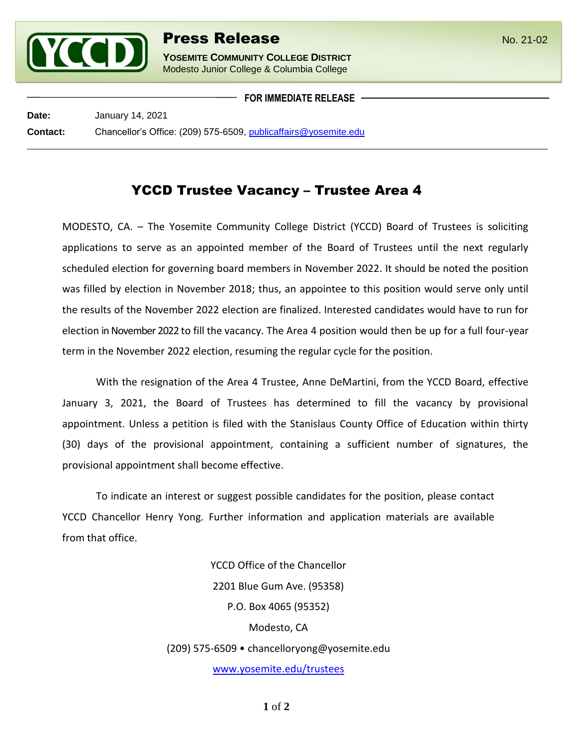# Press Release

No. 21-02

**YOSEMITE COMMUNITY COLLEGE DISTRICT**
Modesto Junior College & Columbia College

**FOR IMMEDIATE RELEASE**

**Date:** January 14, 2021

**Contact:** Chancellor's Office: (209) 575-6509, publicaffairs@yosemite.edu

## YCCD Trustee Vacancy – Trustee Area 4

MODESTO, CA. – The Yosemite Community College District (YCCD) Board of Trustees is soliciting applications to serve as an appointed member of the Board of Trustees until the next regularly scheduled election for governing board members in November 2022. It should be noted the position was filled by election in November 2018; thus, an appointee to this position would serve only until the results of the November 2022 election are finalized. Interested candidates would have to run for election in November 2022 to fill the vacancy. The Area 4 position would then be up for a full four-year term in the November 2022 election, resuming the regular cycle for the position.

With the resignation of the Area 4 Trustee, Anne DeMartini, from the YCCD Board, effective January 3, 2021, the Board of Trustees has determined to fill the vacancy by provisional appointment. Unless a petition is filed with the Stanislaus County Office of Education within thirty (30) days of the provisional appointment, containing a sufficient number of signatures, the provisional appointment shall become effective.

To indicate an interest or suggest possible candidates for the position, please contact YCCD Chancellor Henry Yong. Further information and application materials are available from that office.

YCCD Office of the Chancellor
2201 Blue Gum Ave. (95358)
P.O. Box 4065 (95352)
Modesto, CA
(209) 575-6509 • chancelloryong@yosemite.edu
www.yosemite.edu/trustees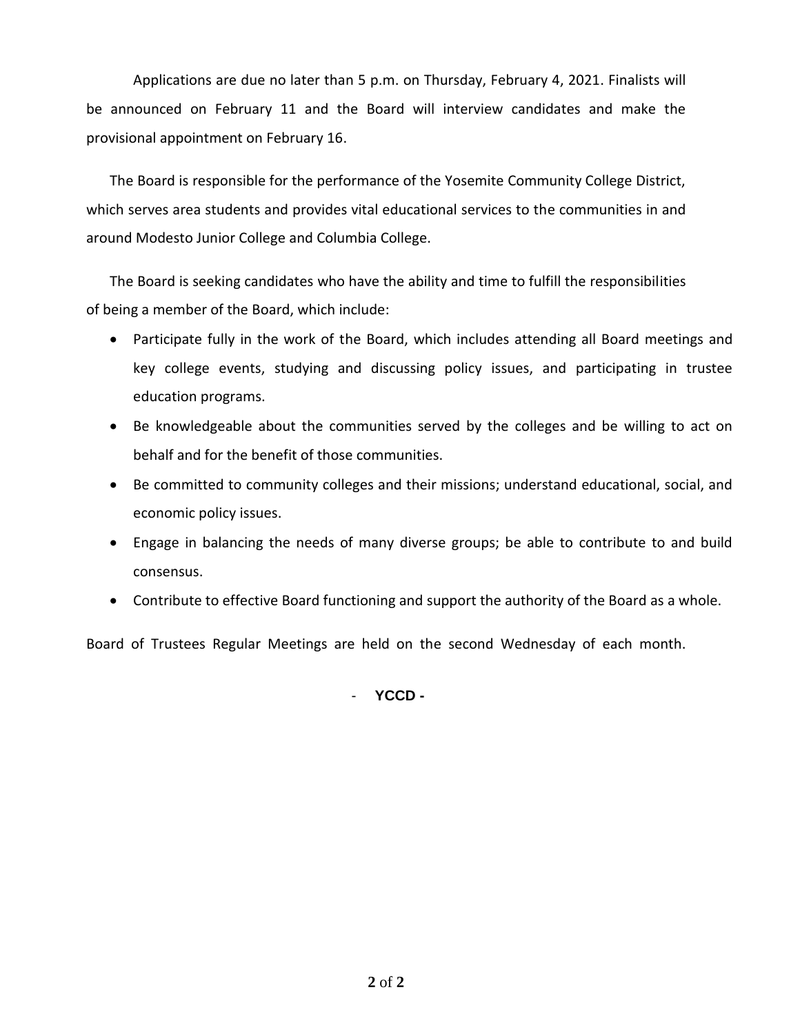Applications are due no later than 5 p.m. on Thursday, February 4, 2021. Finalists will be announced on February 11 and the Board will interview candidates and make the provisional appointment on February 16.

The Board is responsible for the performance of the Yosemite Community College District, which serves area students and provides vital educational services to the communities in and around Modesto Junior College and Columbia College.

The Board is seeking candidates who have the ability and time to fulfill the responsibilities of being a member of the Board, which include:

- Participate fully in the work of the Board, which includes attending all Board meetings and key college events, studying and discussing policy issues, and participating in trustee education programs.
- Be knowledgeable about the communities served by the colleges and be willing to act on behalf and for the benefit of those communities.
- Be committed to community colleges and their missions; understand educational, social, and economic policy issues.
- Engage in balancing the needs of many diverse groups; be able to contribute to and build consensus.
- Contribute to effective Board functioning and support the authority of the Board as a whole.

Board of Trustees Regular Meetings are held on the second Wednesday of each month.

**- YCCD -**